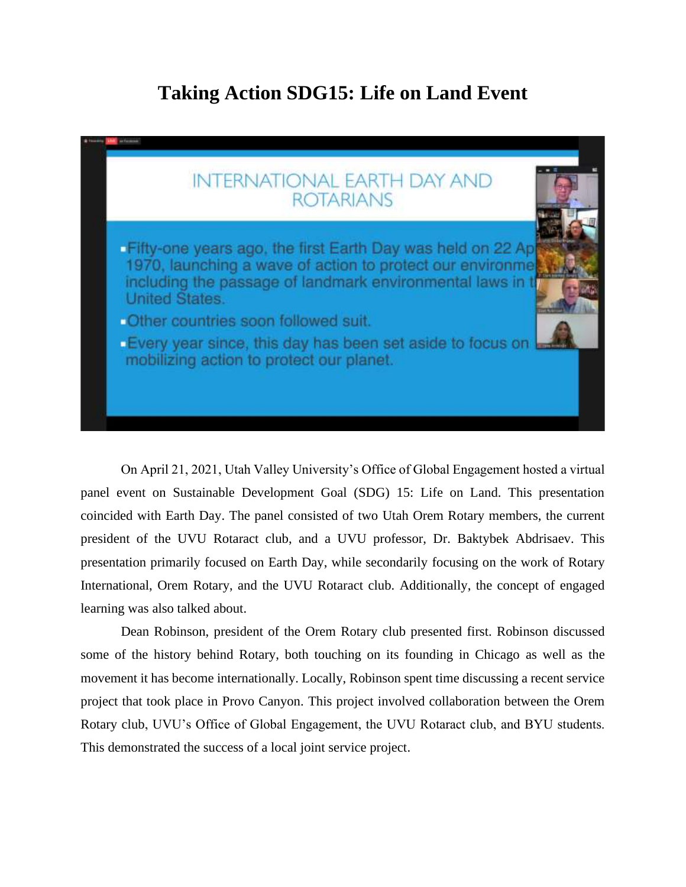# Taking Action SDG15: Life on Land Event

On April 21, 2021, Utah Valley University's Office of Global Engagement hosted a virtual panel event on Sustainable Development Goal (SDG) 15: Life on Land. This presentation coincided with Earth Day. The panel consisted of two Utah Orem Rotary members, the current president of the UVU Rotaract club, and a UVU professor, Dr. Baktybek Abdrisaev. This presentation primarily focused on Earth Day, while secondarily focusing on the work of Rotary International, Orem Rotary, and the UVU Rotaract club. Additionally, the concept of engaged learning was also talked about.

Dean Robinson, president of the Orem Rotary club presented first. Robinson discussed some of the history behind Rotary, both touching on its founding in Chicago as well as the movement it has become internationally. Locally, Robinson spent time discussing a recent service project that took place in Provo Canyon. This project involved collaboration between the Orem Rotary club, UVU's Office of Global Engagement, the UVU Rotaract club, and BYU students. This demonstrated the success of a local joint service project.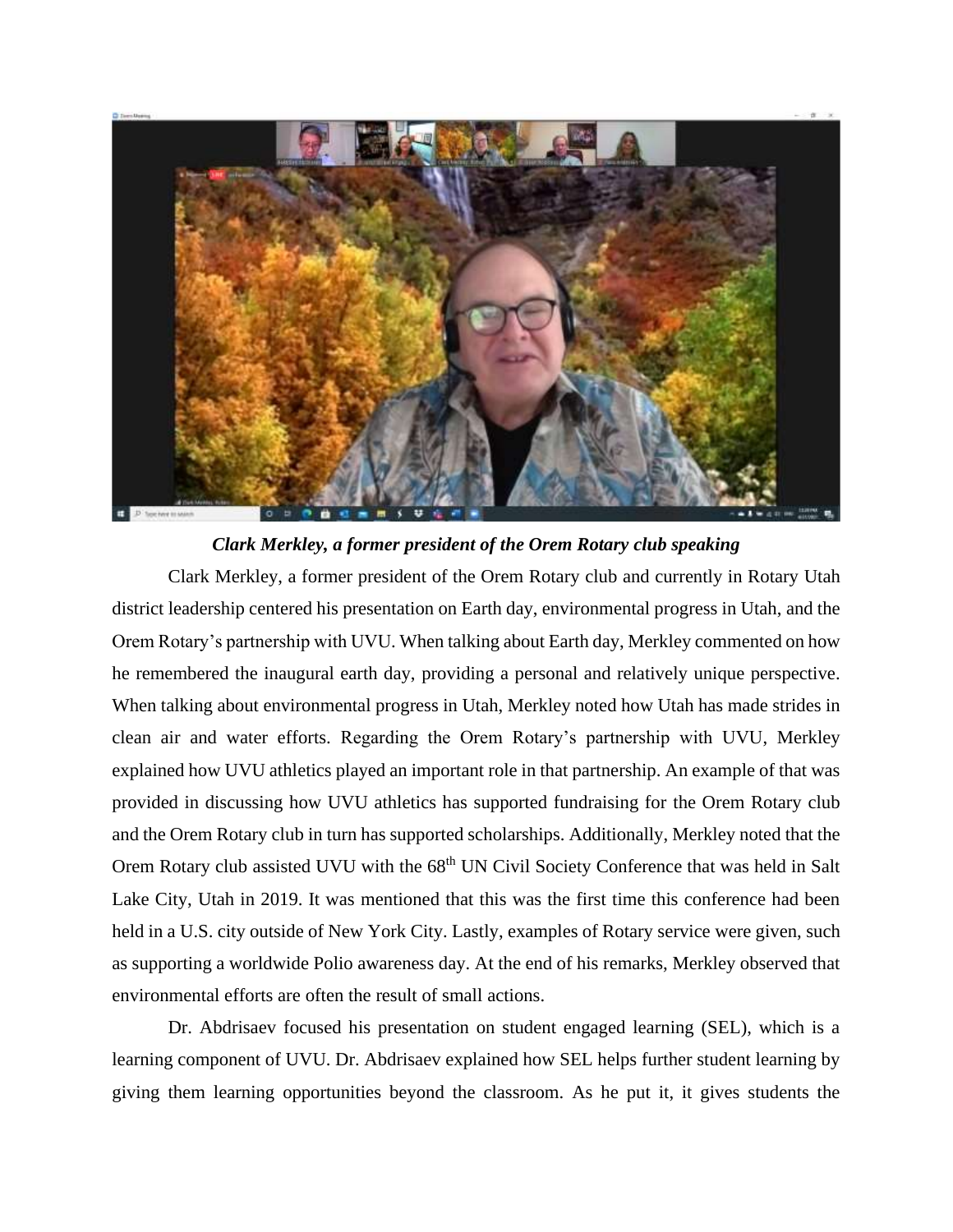*Clark Merkley, a former president of the Orem Rotary club speaking*

Clark Merkley, a former president of the Orem Rotary club and currently in Rotary Utah district leadership centered his presentation on Earth day, environmental progress in Utah, and the Orem Rotary's partnership with UVU. When talking about Earth day, Merkley commented on how he remembered the inaugural earth day, providing a personal and relatively unique perspective. When talking about environmental progress in Utah, Merkley noted how Utah has made strides in clean air and water efforts. Regarding the Orem Rotary's partnership with UVU, Merkley explained how UVU athletics played an important role in that partnership. An example of that was provided in discussing how UVU athletics has supported fundraising for the Orem Rotary club and the Orem Rotary club in turn has supported scholarships. Additionally, Merkley noted that the Orem Rotary club assisted UVU with the 68th UN Civil Society Conference that was held in Salt Lake City, Utah in 2019. It was mentioned that this was the first time this conference had been held in a U.S. city outside of New York City. Lastly, examples of Rotary service were given, such as supporting a worldwide Polio awareness day. At the end of his remarks, Merkley observed that environmental efforts are often the result of small actions.

Dr. Abdrisaev focused his presentation on student engaged learning (SEL), which is a learning component of UVU. Dr. Abdrisaev explained how SEL helps further student learning by giving them learning opportunities beyond the classroom. As he put it, it gives students the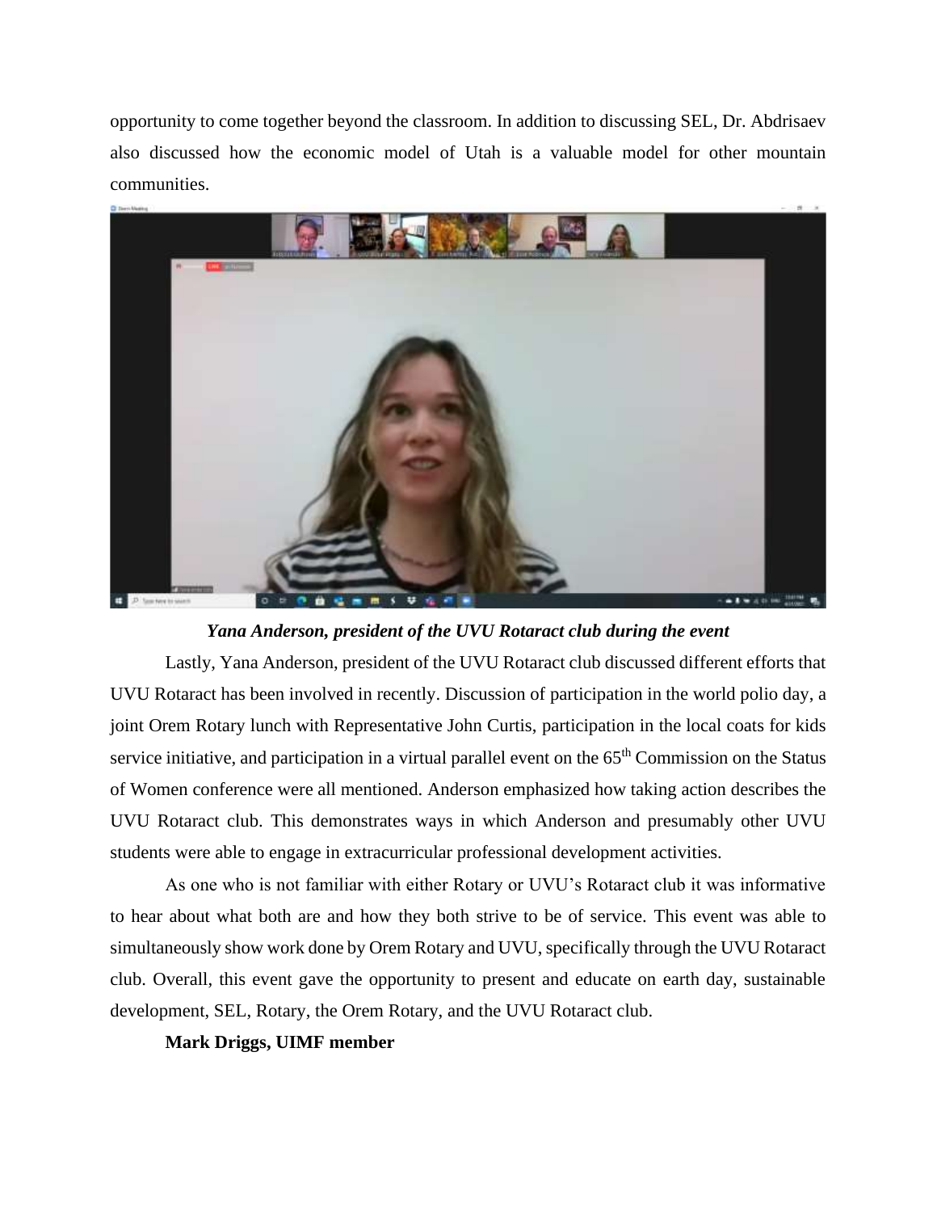opportunity to come together beyond the classroom. In addition to discussing SEL, Dr. Abdrisaev also discussed how the economic model of Utah is a valuable model for other mountain communities.

***Yana Anderson, president of the UVU Rotaract club during the event***

Lastly, Yana Anderson, president of the UVU Rotaract club discussed different efforts that UVU Rotaract has been involved in recently. Discussion of participation in the world polio day, a joint Orem Rotary lunch with Representative John Curtis, participation in the local coats for kids service initiative, and participation in a virtual parallel event on the 65th Commission on the Status of Women conference were all mentioned. Anderson emphasized how taking action describes the UVU Rotaract club. This demonstrates ways in which Anderson and presumably other UVU students were able to engage in extracurricular professional development activities.

As one who is not familiar with either Rotary or UVU's Rotaract club it was informative to hear about what both are and how they both strive to be of service. This event was able to simultaneously show work done by Orem Rotary and UVU, specifically through the UVU Rotaract club. Overall, this event gave the opportunity to present and educate on earth day, sustainable development, SEL, Rotary, the Orem Rotary, and the UVU Rotaract club.

**Mark Driggs, UIMF member**